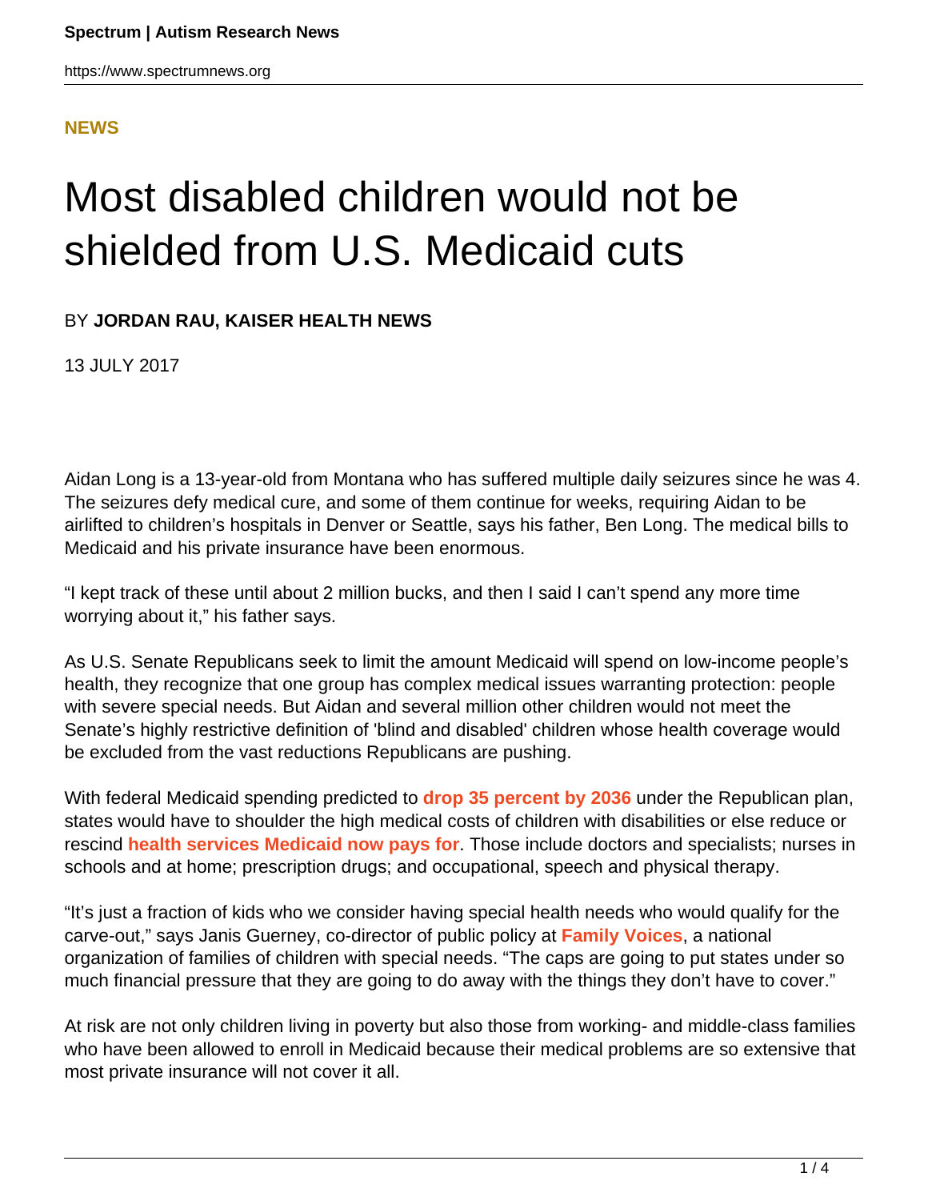**NEWS**

# Most disabled children would not be shielded from U.S. Medicaid cuts

BY **JORDAN RAU, KAISER HEALTH NEWS**

13 JULY 2017

Aidan Long is a 13-year-old from Montana who has suffered multiple daily seizures since he was 4. The seizures defy medical cure, and some of them continue for weeks, requiring Aidan to be airlifted to children's hospitals in Denver or Seattle, says his father, Ben Long. The medical bills to Medicaid and his private insurance have been enormous.

"I kept track of these until about 2 million bucks, and then I said I can't spend any more time worrying about it," his father says.

As U.S. Senate Republicans seek to limit the amount Medicaid will spend on low-income people's health, they recognize that one group has complex medical issues warranting protection: people with severe special needs. But Aidan and several million other children would not meet the Senate's highly restrictive definition of 'blind and disabled' children whose health coverage would be excluded from the vast reductions Republicans are pushing.

With federal Medicaid spending predicted to **drop 35 percent by 2036** under the Republican plan, states would have to shoulder the high medical costs of children with disabilities or else reduce or rescind **health services Medicaid now pays for**. Those include doctors and specialists; nurses in schools and at home; prescription drugs; and occupational, speech and physical therapy.

"It's just a fraction of kids who we consider having special health needs who would qualify for the carve-out," says Janis Guerney, co-director of public policy at **Family Voices**, a national organization of families of children with special needs. "The caps are going to put states under so much financial pressure that they are going to do away with the things they don't have to cover."

At risk are not only children living in poverty but also those from working- and middle-class families who have been allowed to enroll in Medicaid because their medical problems are so extensive that most private insurance will not cover it all.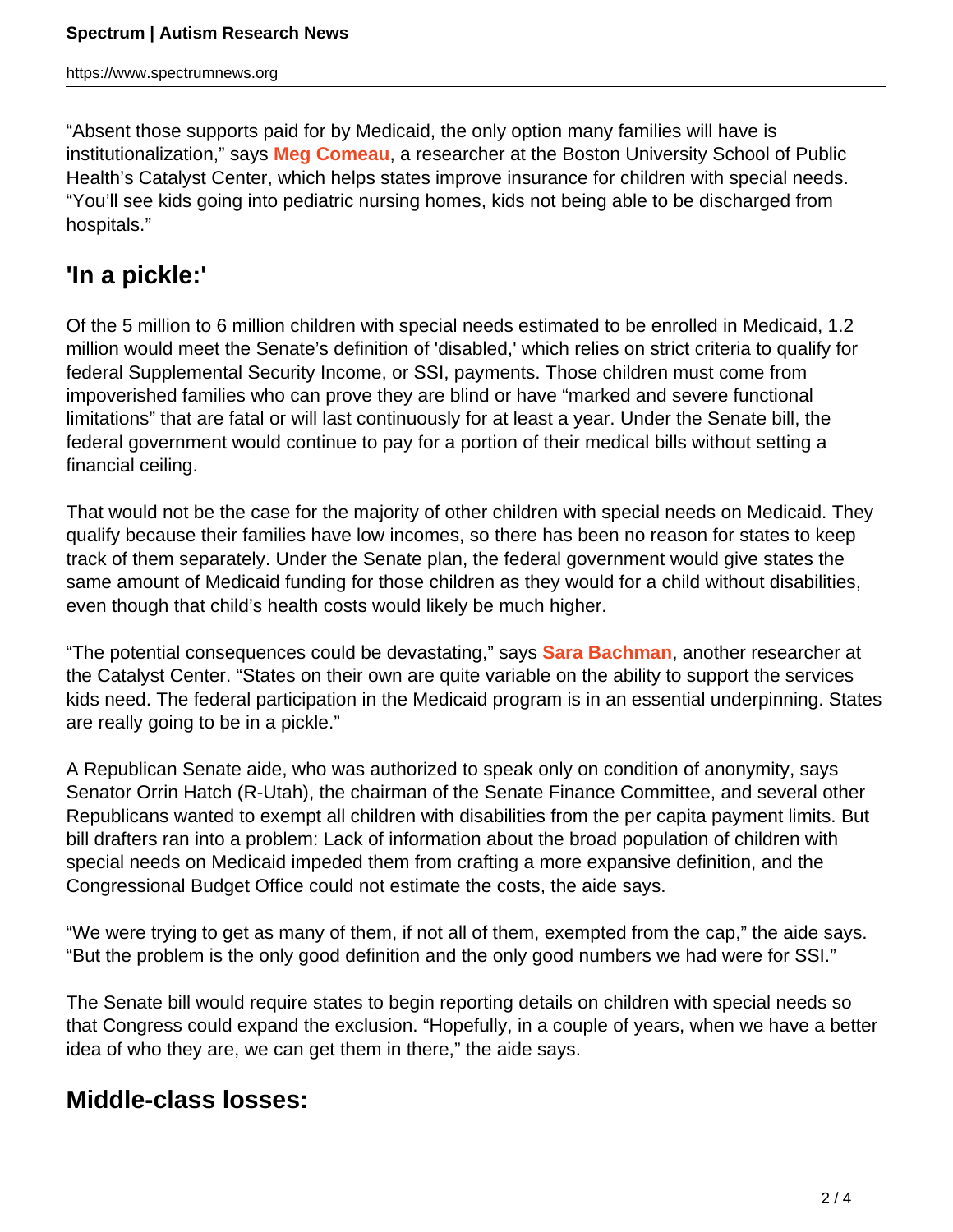"Absent those supports paid for by Medicaid, the only option many families will have is institutionalization," says **Meg Comeau**, a researcher at the Boston University School of Public Health's Catalyst Center, which helps states improve insurance for children with special needs. "You'll see kids going into pediatric nursing homes, kids not being able to be discharged from hospitals."

## 'In a pickle:'

Of the 5 million to 6 million children with special needs estimated to be enrolled in Medicaid, 1.2 million would meet the Senate's definition of 'disabled,' which relies on strict criteria to qualify for federal Supplemental Security Income, or SSI, payments. Those children must come from impoverished families who can prove they are blind or have "marked and severe functional limitations" that are fatal or will last continuously for at least a year. Under the Senate bill, the federal government would continue to pay for a portion of their medical bills without setting a financial ceiling.

That would not be the case for the majority of other children with special needs on Medicaid. They qualify because their families have low incomes, so there has been no reason for states to keep track of them separately. Under the Senate plan, the federal government would give states the same amount of Medicaid funding for those children as they would for a child without disabilities, even though that child's health costs would likely be much higher.

"The potential consequences could be devastating," says **Sara Bachman**, another researcher at the Catalyst Center. "States on their own are quite variable on the ability to support the services kids need. The federal participation in the Medicaid program is in an essential underpinning. States are really going to be in a pickle."

A Republican Senate aide, who was authorized to speak only on condition of anonymity, says Senator Orrin Hatch (R-Utah), the chairman of the Senate Finance Committee, and several other Republicans wanted to exempt all children with disabilities from the per capita payment limits. But bill drafters ran into a problem: Lack of information about the broad population of children with special needs on Medicaid impeded them from crafting a more expansive definition, and the Congressional Budget Office could not estimate the costs, the aide says.

"We were trying to get as many of them, if not all of them, exempted from the cap," the aide says. "But the problem is the only good definition and the only good numbers we had were for SSI."

The Senate bill would require states to begin reporting details on children with special needs so that Congress could expand the exclusion. "Hopefully, in a couple of years, when we have a better idea of who they are, we can get them in there," the aide says.

## Middle-class losses: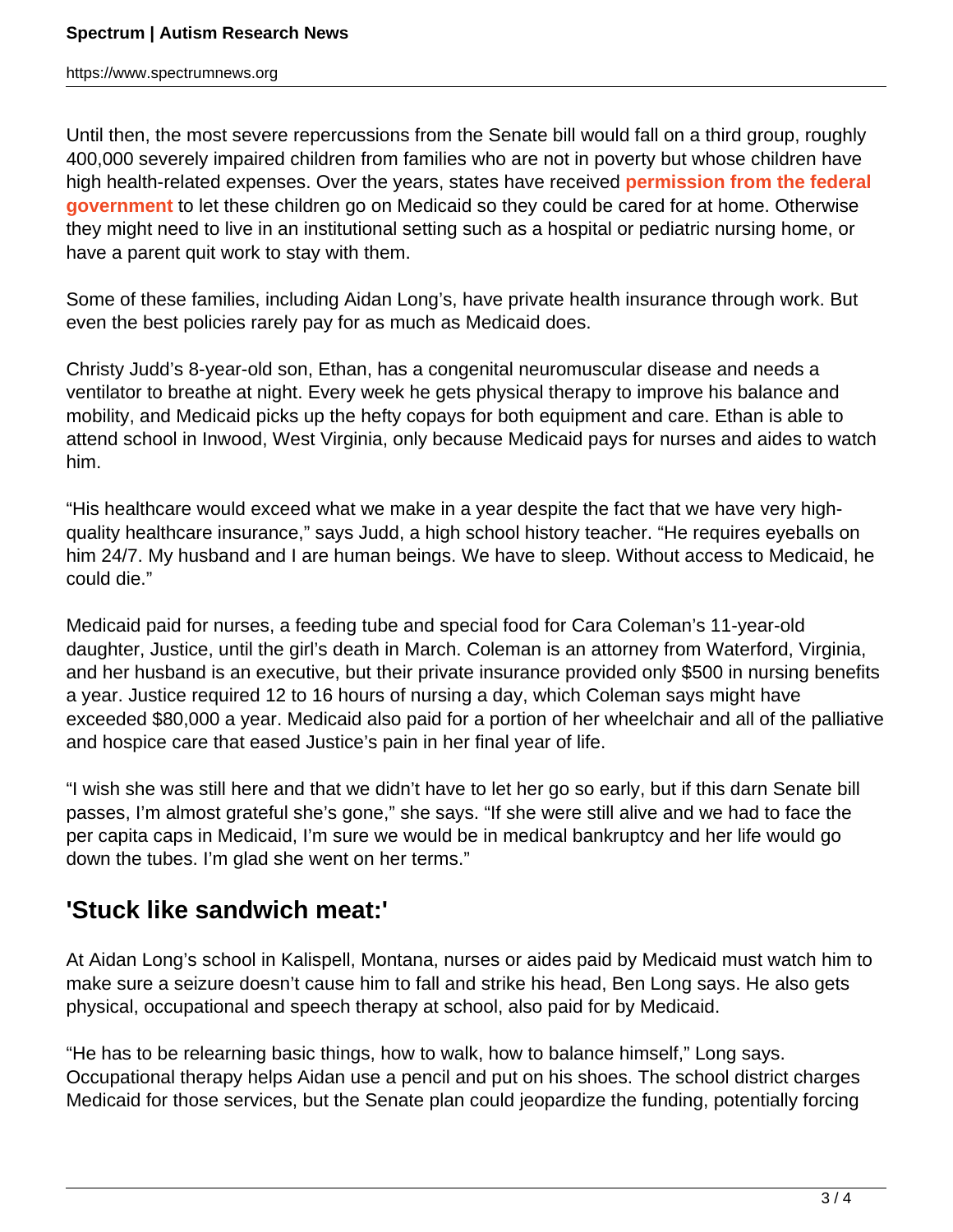Until then, the most severe repercussions from the Senate bill would fall on a third group, roughly 400,000 severely impaired children from families who are not in poverty but whose children have high health-related expenses. Over the years, states have received **permission from the federal government** to let these children go on Medicaid so they could be cared for at home. Otherwise they might need to live in an institutional setting such as a hospital or pediatric nursing home, or have a parent quit work to stay with them.

Some of these families, including Aidan Long's, have private health insurance through work. But even the best policies rarely pay for as much as Medicaid does.

Christy Judd's 8-year-old son, Ethan, has a congenital neuromuscular disease and needs a ventilator to breathe at night. Every week he gets physical therapy to improve his balance and mobility, and Medicaid picks up the hefty copays for both equipment and care. Ethan is able to attend school in Inwood, West Virginia, only because Medicaid pays for nurses and aides to watch him.

"His healthcare would exceed what we make in a year despite the fact that we have very high-quality healthcare insurance," says Judd, a high school history teacher. "He requires eyeballs on him 24/7. My husband and I are human beings. We have to sleep. Without access to Medicaid, he could die."

Medicaid paid for nurses, a feeding tube and special food for Cara Coleman's 11-year-old daughter, Justice, until the girl's death in March. Coleman is an attorney from Waterford, Virginia, and her husband is an executive, but their private insurance provided only $500 in nursing benefits a year. Justice required 12 to 16 hours of nursing a day, which Coleman says might have exceeded $80,000 a year. Medicaid also paid for a portion of her wheelchair and all of the palliative and hospice care that eased Justice's pain in her final year of life.

"I wish she was still here and that we didn't have to let her go so early, but if this darn Senate bill passes, I'm almost grateful she's gone," she says. "If she were still alive and we had to face the per capita caps in Medicaid, I'm sure we would be in medical bankruptcy and her life would go down the tubes. I'm glad she went on her terms."

## 'Stuck like sandwich meat:'

At Aidan Long's school in Kalispell, Montana, nurses or aides paid by Medicaid must watch him to make sure a seizure doesn't cause him to fall and strike his head, Ben Long says. He also gets physical, occupational and speech therapy at school, also paid for by Medicaid.

"He has to be relearning basic things, how to walk, how to balance himself," Long says. Occupational therapy helps Aidan use a pencil and put on his shoes. The school district charges Medicaid for those services, but the Senate plan could jeopardize the funding, potentially forcing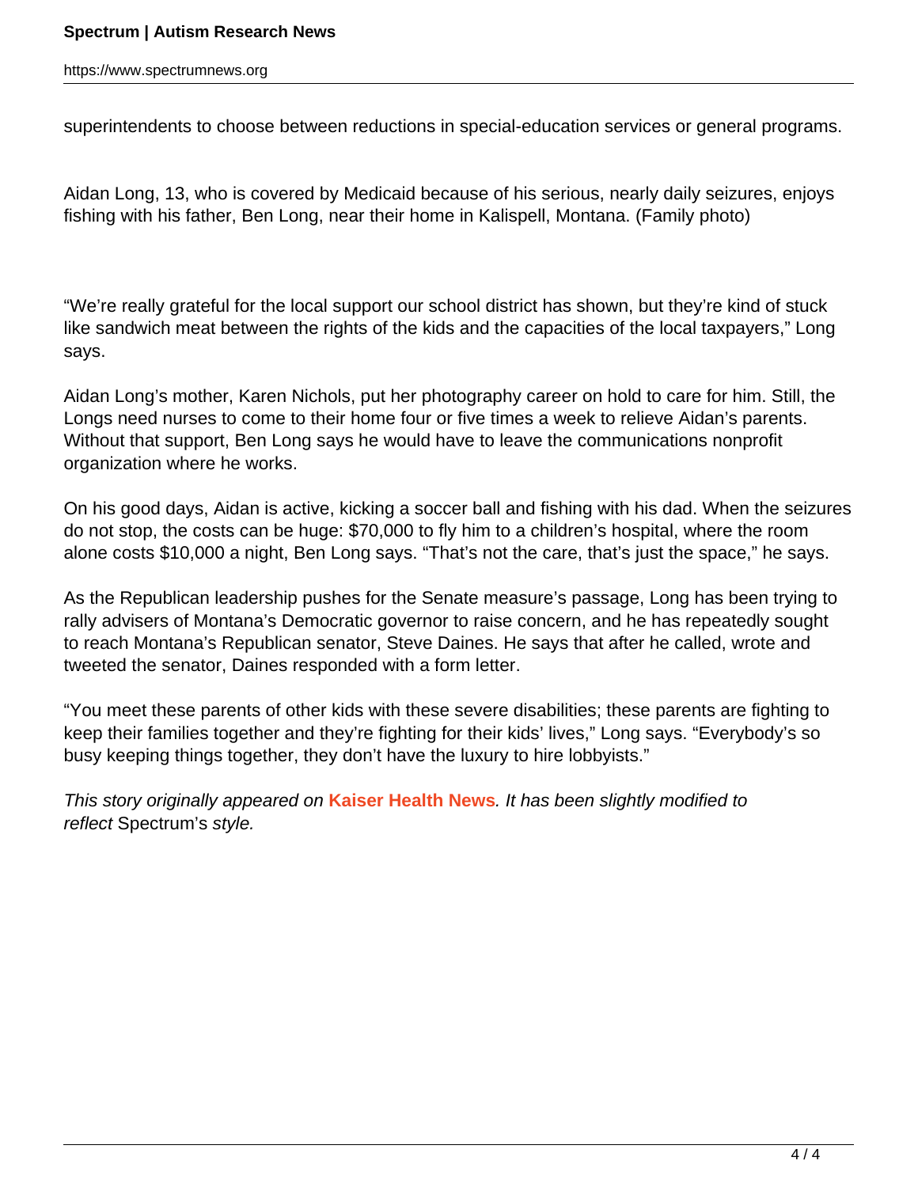superintendents to choose between reductions in special-education services or general programs.

Aidan Long, 13, who is covered by Medicaid because of his serious, nearly daily seizures, enjoys fishing with his father, Ben Long, near their home in Kalispell, Montana. (Family photo)

"We're really grateful for the local support our school district has shown, but they're kind of stuck like sandwich meat between the rights of the kids and the capacities of the local taxpayers," Long says.

Aidan Long's mother, Karen Nichols, put her photography career on hold to care for him. Still, the Longs need nurses to come to their home four or five times a week to relieve Aidan's parents. Without that support, Ben Long says he would have to leave the communications nonprofit organization where he works.

On his good days, Aidan is active, kicking a soccer ball and fishing with his dad. When the seizures do not stop, the costs can be huge: $70,000 to fly him to a children's hospital, where the room alone costs $10,000 a night, Ben Long says. "That's not the care, that's just the space," he says.

As the Republican leadership pushes for the Senate measure's passage, Long has been trying to rally advisers of Montana's Democratic governor to raise concern, and he has repeatedly sought to reach Montana's Republican senator, Steve Daines. He says that after he called, wrote and tweeted the senator, Daines responded with a form letter.

"You meet these parents of other kids with these severe disabilities; these parents are fighting to keep their families together and they're fighting for their kids' lives," Long says. "Everybody's so busy keeping things together, they don't have the luxury to hire lobbyists."

*This story originally appeared on* **Kaiser Health News***. It has been slightly modified to reflect* Spectrum's *style.*